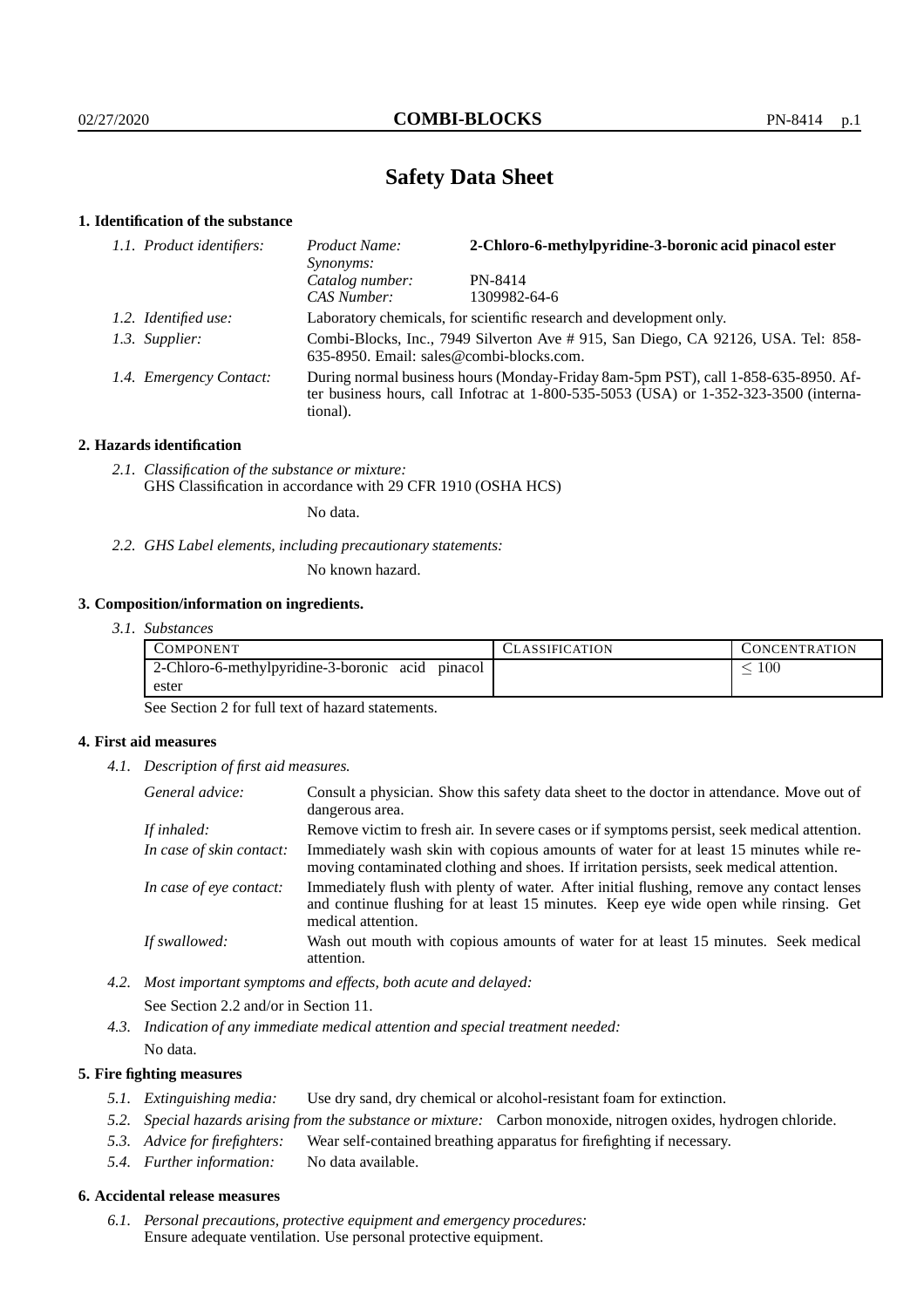# Safety Data Sheet

## 1. Identification of the substance

*1.1. Product identifiers:*

| | |
|---|---|
| *Product Name:* | **2-Chloro-6-methylpyridine-3-boronic acid pinacol ester** |
| *Synonyms:* | |
| *Catalog number:* | PN-8414 |
| *CAS Number:* | 1309982-64-6 |

*1.2. Identified use:* Laboratory chemicals, for scientific research and development only.

*1.3. Supplier:* Combi-Blocks, Inc., 7949 Silverton Ave # 915, San Diego, CA 92126, USA. Tel: 858-635-8950. Email: sales@combi-blocks.com.

*1.4. Emergency Contact:* During normal business hours (Monday-Friday 8am-5pm PST), call 1-858-635-8950. After business hours, call Infotrac at 1-800-535-5053 (USA) or 1-352-323-3500 (international).

## 2. Hazards identification

*2.1. Classification of the substance or mixture:*
GHS Classification in accordance with 29 CFR 1910 (OSHA HCS)

No data.

*2.2. GHS Label elements, including precautionary statements:*

No known hazard.

## 3. Composition/information on ingredients.

*3.1. Substances*

| COMPONENT | CLASSIFICATION | CONCENTRATION |
|---|---|---|
| 2-Chloro-6-methylpyridine-3-boronic acid pinacol ester | | $\leq 100$ |

See Section 2 for full text of hazard statements.

## 4. First aid measures

*4.1. Description of first aid measures.*

| | |
|---|---|
| *General advice:* | Consult a physician. Show this safety data sheet to the doctor in attendance. Move out of dangerous area. |
| *If inhaled:* | Remove victim to fresh air. In severe cases or if symptoms persist, seek medical attention. |
| *In case of skin contact:* | Immediately wash skin with copious amounts of water for at least 15 minutes while removing contaminated clothing and shoes. If irritation persists, seek medical attention. |
| *In case of eye contact:* | Immediately flush with plenty of water. After initial flushing, remove any contact lenses and continue flushing for at least 15 minutes. Keep eye wide open while rinsing. Get medical attention. |
| *If swallowed:* | Wash out mouth with copious amounts of water for at least 15 minutes. Seek medical attention. |

*4.2. Most important symptoms and effects, both acute and delayed:*

See Section 2.2 and/or in Section 11.

*4.3. Indication of any immediate medical attention and special treatment needed:*

No data.

## 5. Fire fighting measures

*5.1. Extinguishing media:* Use dry sand, dry chemical or alcohol-resistant foam for extinction.

*5.2. Special hazards arising from the substance or mixture:* Carbon monoxide, nitrogen oxides, hydrogen chloride.

*5.3. Advice for firefighters:* Wear self-contained breathing apparatus for firefighting if necessary.

*5.4. Further information:* No data available.

## 6. Accidental release measures

*6.1. Personal precautions, protective equipment and emergency procedures:*
Ensure adequate ventilation. Use personal protective equipment.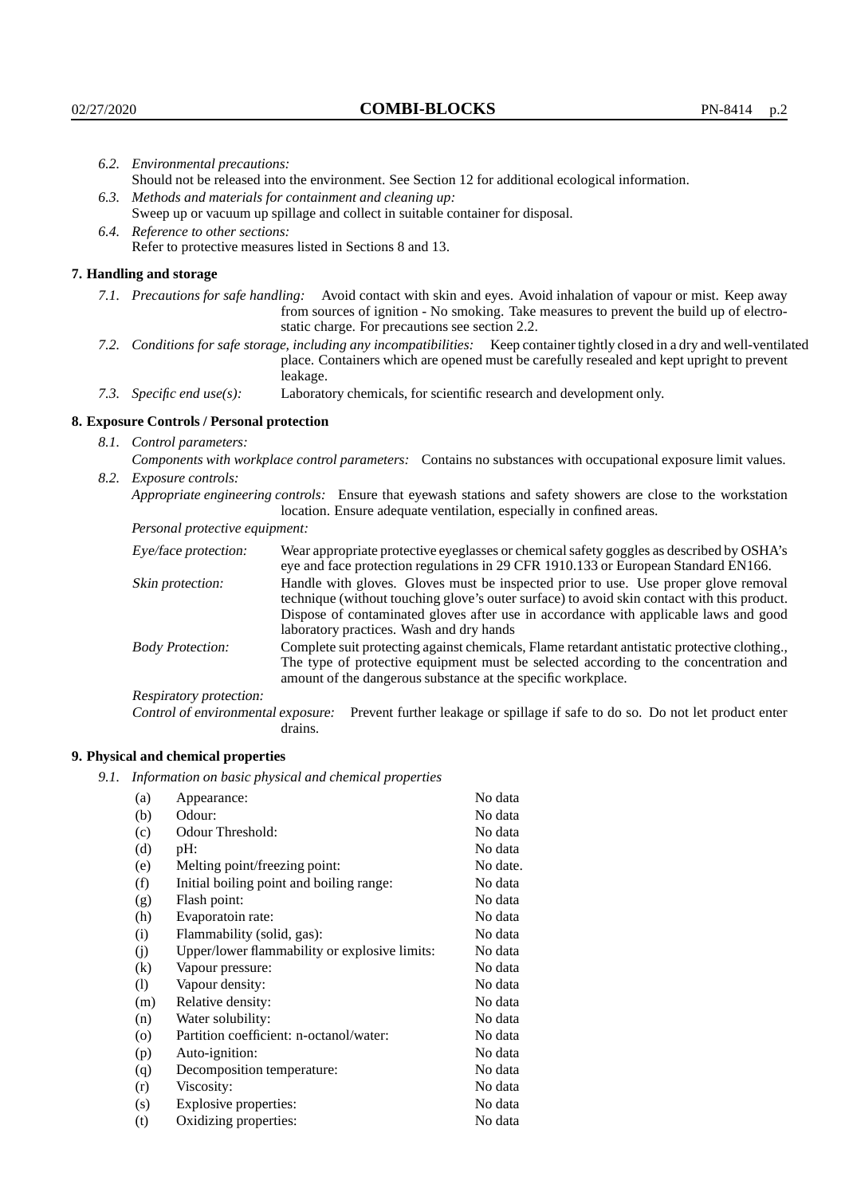6.2. *Environmental precautions:*
Should not be released into the environment. See Section 12 for additional ecological information.

6.3. *Methods and materials for containment and cleaning up:*
Sweep up or vacuum up spillage and collect in suitable container for disposal.

6.4. *Reference to other sections:*
Refer to protective measures listed in Sections 8 and 13.

## 7. Handling and storage

7.1. *Precautions for safe handling:* Avoid contact with skin and eyes. Avoid inhalation of vapour or mist. Keep away from sources of ignition - No smoking. Take measures to prevent the build up of electrostatic charge. For precautions see section 2.2.

7.2. *Conditions for safe storage, including any incompatibilities:* Keep container tightly closed in a dry and well-ventilated place. Containers which are opened must be carefully resealed and kept upright to prevent leakage.

7.3. *Specific end use(s):* Laboratory chemicals, for scientific research and development only.

## 8. Exposure Controls / Personal protection

8.1. *Control parameters:*
*Components with workplace control parameters:* Contains no substances with occupational exposure limit values.

8.2. *Exposure controls:*
*Appropriate engineering controls:* Ensure that eyewash stations and safety showers are close to the workstation location. Ensure adequate ventilation, especially in confined areas.

*Personal protective equipment:*

*Eye/face protection:* Wear appropriate protective eyeglasses or chemical safety goggles as described by OSHA's eye and face protection regulations in 29 CFR 1910.133 or European Standard EN166.

*Skin protection:* Handle with gloves. Gloves must be inspected prior to use. Use proper glove removal technique (without touching glove's outer surface) to avoid skin contact with this product. Dispose of contaminated gloves after use in accordance with applicable laws and good laboratory practices. Wash and dry hands

*Body Protection:* Complete suit protecting against chemicals, Flame retardant antistatic protective clothing., The type of protective equipment must be selected according to the concentration and amount of the dangerous substance at the specific workplace.

*Respiratory protection:*

*Control of environmental exposure:* Prevent further leakage or spillage if safe to do so. Do not let product enter drains.

## 9. Physical and chemical properties

9.1. *Information on basic physical and chemical properties*

| | | |
|---|---|---|
| (a) | Appearance: | No data |
| (b) | Odour: | No data |
| (c) | Odour Threshold: | No data |
| (d) | pH: | No data |
| (e) | Melting point/freezing point: | No date. |
| (f) | Initial boiling point and boiling range: | No data |
| (g) | Flash point: | No data |
| (h) | Evaporatoin rate: | No data |
| (i) | Flammability (solid, gas): | No data |
| (j) | Upper/lower flammability or explosive limits: | No data |
| (k) | Vapour pressure: | No data |
| (l) | Vapour density: | No data |
| (m) | Relative density: | No data |
| (n) | Water solubility: | No data |
| (o) | Partition coefficient: n-octanol/water: | No data |
| (p) | Auto-ignition: | No data |
| (q) | Decomposition temperature: | No data |
| (r) | Viscosity: | No data |
| (s) | Explosive properties: | No data |
| (t) | Oxidizing properties: | No data |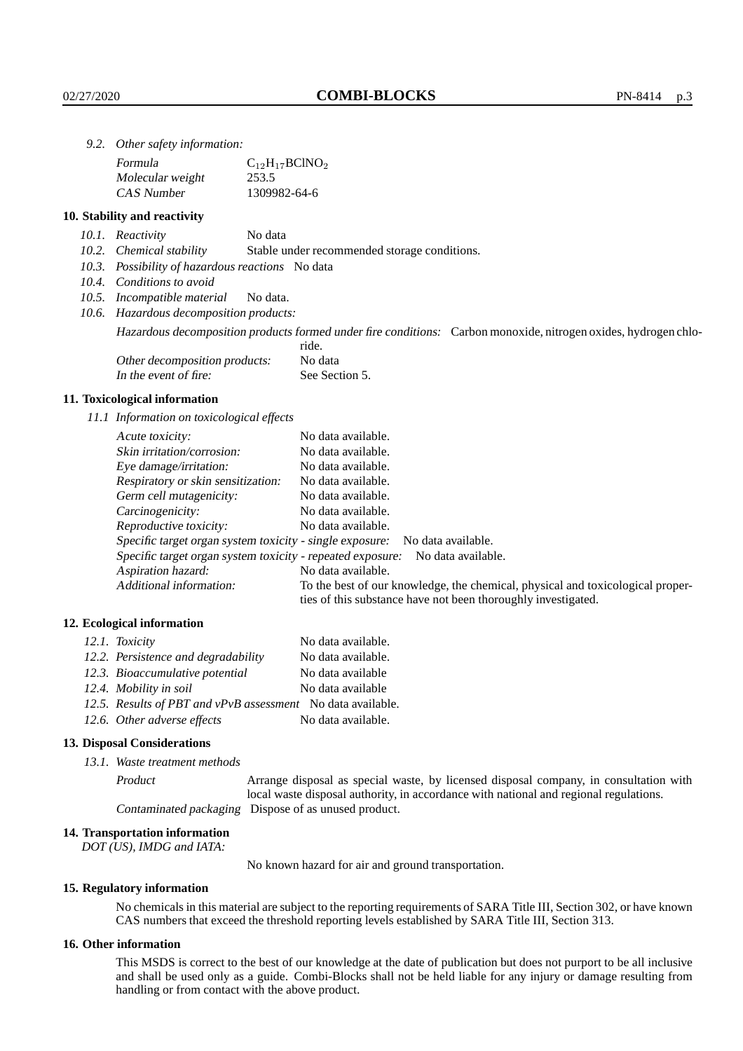*9.2. Other safety information:*

| | |
|---|---|
| *Formula* | $C_{12}H_{17}BClNO_2$ |
| *Molecular weight* | 253.5 |
| *CAS Number* | 1309982-64-6 |

## 10. Stability and reactivity

*10.1. Reactivity* No data

*10.2. Chemical stability* Stable under recommended storage conditions.

*10.3. Possibility of hazardous reactions* No data

*10.4. Conditions to avoid*

*10.5. Incompatible material* No data.

*10.6. Hazardous decomposition products:*

*Hazardous decomposition products formed under fire conditions:* Carbon monoxide, nitrogen oxides, hydrogen chloride.

| | |
|---|---|
| *Other decomposition products:* | No data |
| *In the event of fire:* | See Section 5. |

## 11. Toxicological information

*11.1 Information on toxicological effects*

| | |
|---|---|
| *Acute toxicity:* | No data available. |
| *Skin irritation/corrosion:* | No data available. |
| *Eye damage/irritation:* | No data available. |
| *Respiratory or skin sensitization:* | No data available. |
| *Germ cell mutagenicity:* | No data available. |
| *Carcinogenicity:* | No data available. |
| *Reproductive toxicity:* | No data available. |
| *Specific target organ system toxicity - single exposure:* | No data available. |
| *Specific target organ system toxicity - repeated exposure:* | No data available. |
| *Aspiration hazard:* | No data available. |
| *Additional information:* | To the best of our knowledge, the chemical, physical and toxicological properties of this substance have not been thoroughly investigated. |

## 12. Ecological information

| | |
|---|---|
| *12.1. Toxicity* | No data available. |
| *12.2. Persistence and degradability* | No data available. |
| *12.3. Bioaccumulative potential* | No data available |
| *12.4. Mobility in soil* | No data available |
| *12.5. Results of PBT and vPvB assessment* | No data available. |
| *12.6. Other adverse effects* | No data available. |

## 13. Disposal Considerations

*13.1. Waste treatment methods*

| | |
|---|---|
| *Product* | Arrange disposal as special waste, by licensed disposal company, in consultation with local waste disposal authority, in accordance with national and regional regulations. |
| *Contaminated packaging* | Dispose of as unused product. |

## 14. Transportation information

*DOT (US), IMDG and IATA:*

No known hazard for air and ground transportation.

## 15. Regulatory information

No chemicals in this material are subject to the reporting requirements of SARA Title III, Section 302, or have known CAS numbers that exceed the threshold reporting levels established by SARA Title III, Section 313.

## 16. Other information

This MSDS is correct to the best of our knowledge at the date of publication but does not purport to be all inclusive and shall be used only as a guide. Combi-Blocks shall not be held liable for any injury or damage resulting from handling or from contact with the above product.